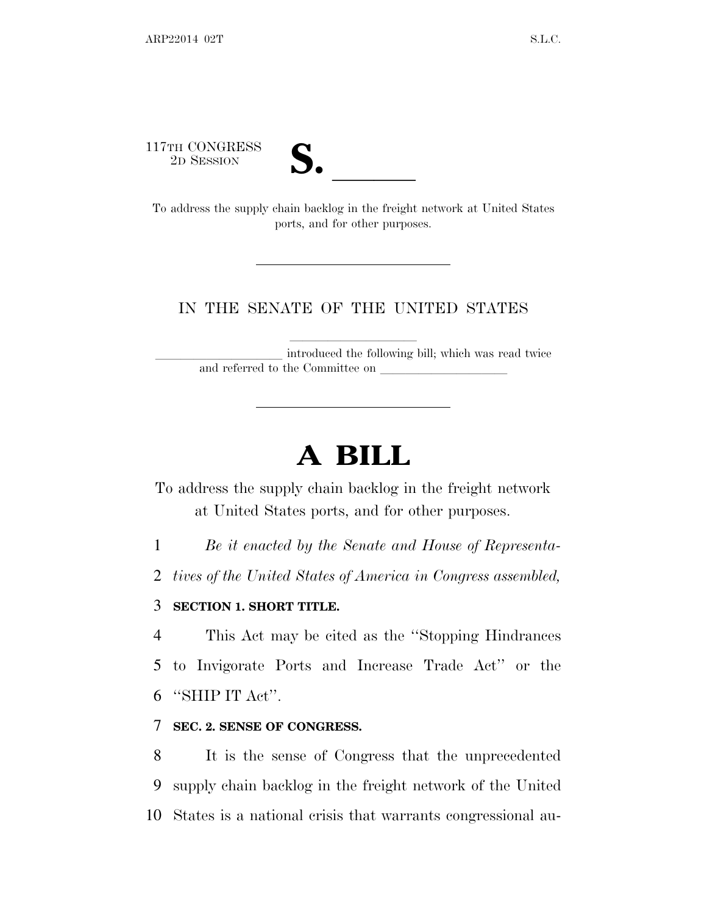117TH CONGRESS
2D SESSION

# S. \_\_\_\_\_\_

To address the supply chain backlog in the freight network at United States ports, and for other purposes.

---

IN THE SENATE OF THE UNITED STATES

\_\_\_\_\_\_\_\_\_\_\_\_\_\_\_\_\_\_\_\_ introduced the following bill; which was read twice and referred to the Committee on \_\_\_\_\_\_\_\_\_\_\_\_\_\_\_\_\_\_\_\_

---

# A BILL

To address the supply chain backlog in the freight network at United States ports, and for other purposes.

*Be it enacted by the Senate and House of Representatives of the United States of America in Congress assembled,*

**SECTION 1. SHORT TITLE.**

This Act may be cited as the "Stopping Hindrances to Invigorate Ports and Increase Trade Act" or the "SHIP IT Act".

**SEC. 2. SENSE OF CONGRESS.**

It is the sense of Congress that the unprecedented supply chain backlog in the freight network of the United States is a national crisis that warrants congressional au-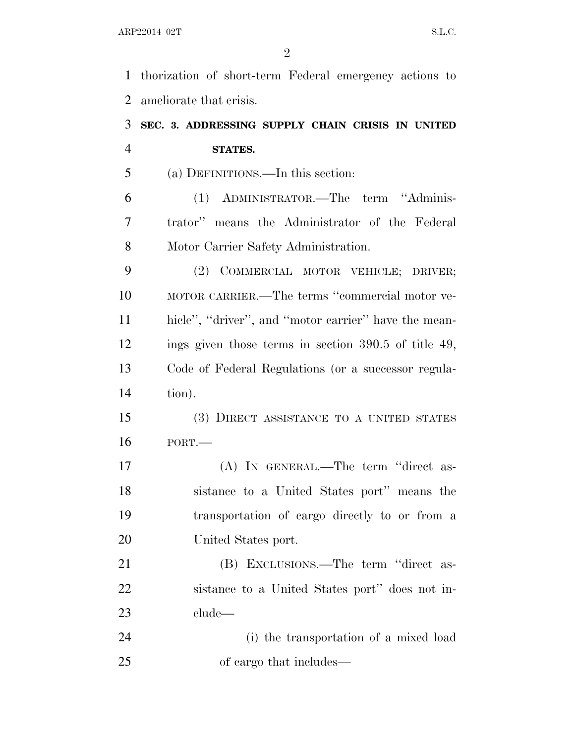thorization of short-term Federal emergency actions to ameliorate that crisis.

**SEC. 3. ADDRESSING SUPPLY CHAIN CRISIS IN UNITED STATES.**

(a) DEFINITIONS.—In this section:

(1) ADMINISTRATOR.—The term ''Administrator'' means the Administrator of the Federal Motor Carrier Safety Administration.

(2) COMMERCIAL MOTOR VEHICLE; DRIVER; MOTOR CARRIER.—The terms ''commercial motor vehicle'', ''driver'', and ''motor carrier'' have the meanings given those terms in section 390.5 of title 49, Code of Federal Regulations (or a successor regulation).

(3) DIRECT ASSISTANCE TO A UNITED STATES PORT.—

(A) IN GENERAL.—The term ''direct assistance to a United States port'' means the transportation of cargo directly to or from a United States port.

(B) EXCLUSIONS.—The term ''direct assistance to a United States port'' does not include—

(i) the transportation of a mixed load of cargo that includes—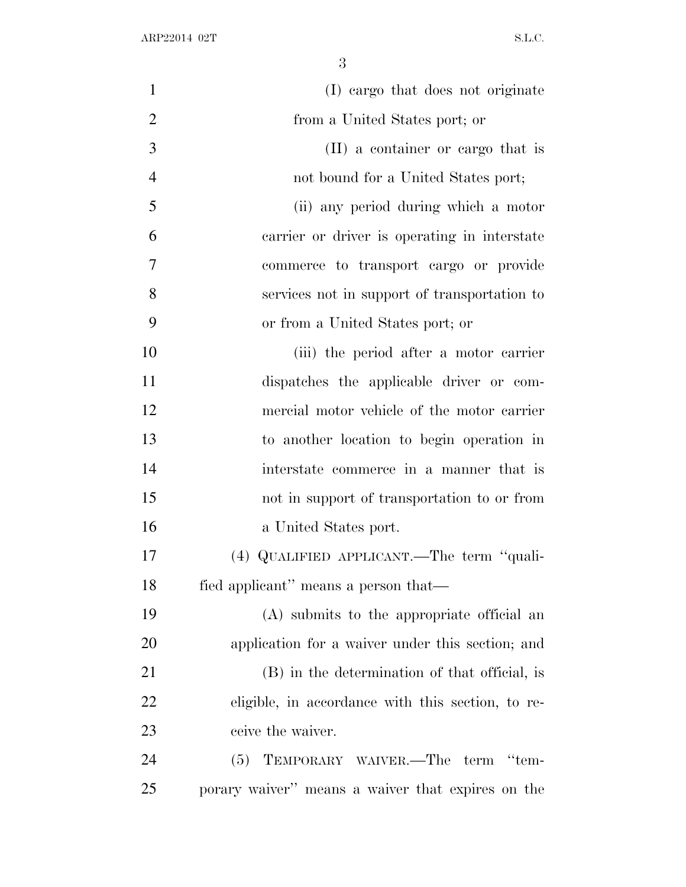(I) cargo that does not originate from a United States port; or

(II) a container or cargo that is not bound for a United States port;

(ii) any period during which a motor carrier or driver is operating in interstate commerce to transport cargo or provide services not in support of transportation to or from a United States port; or

(iii) the period after a motor carrier dispatches the applicable driver or commercial motor vehicle of the motor carrier to another location to begin operation in interstate commerce in a manner that is not in support of transportation to or from a United States port.

(4) QUALIFIED APPLICANT.—The term "qualified applicant" means a person that—

(A) submits to the appropriate official an application for a waiver under this section; and

(B) in the determination of that official, is eligible, in accordance with this section, to receive the waiver.

(5) TEMPORARY WAIVER.—The term "temporary waiver" means a waiver that expires on the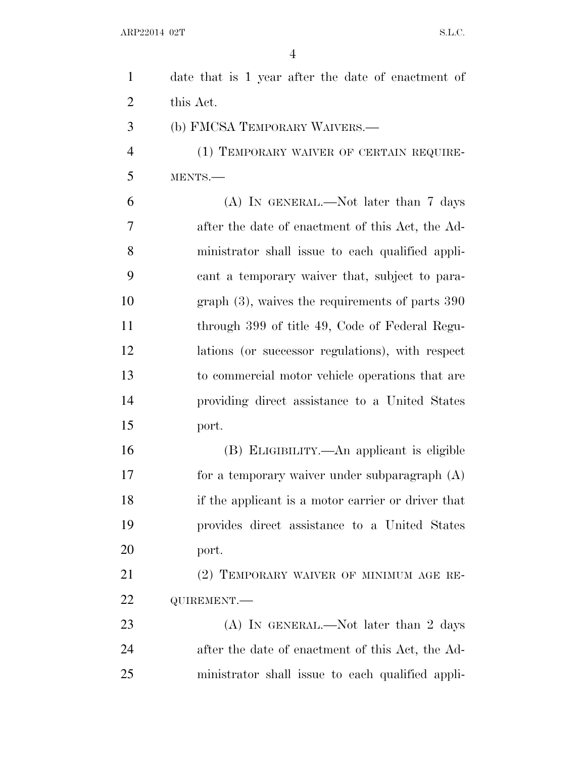date that is 1 year after the date of enactment of this Act.

(b) FMCSA TEMPORARY WAIVERS.—

(1) TEMPORARY WAIVER OF CERTAIN REQUIREMENTS.—

(A) IN GENERAL.—Not later than 7 days after the date of enactment of this Act, the Administrator shall issue to each qualified applicant a temporary waiver that, subject to paragraph (3), waives the requirements of parts 390 through 399 of title 49, Code of Federal Regulations (or successor regulations), with respect to commercial motor vehicle operations that are providing direct assistance to a United States port.

(B) ELIGIBILITY.—An applicant is eligible for a temporary waiver under subparagraph (A) if the applicant is a motor carrier or driver that provides direct assistance to a United States port.

(2) TEMPORARY WAIVER OF MINIMUM AGE REQUIREMENT.—

(A) IN GENERAL.—Not later than 2 days after the date of enactment of this Act, the Administrator shall issue to each qualified appli-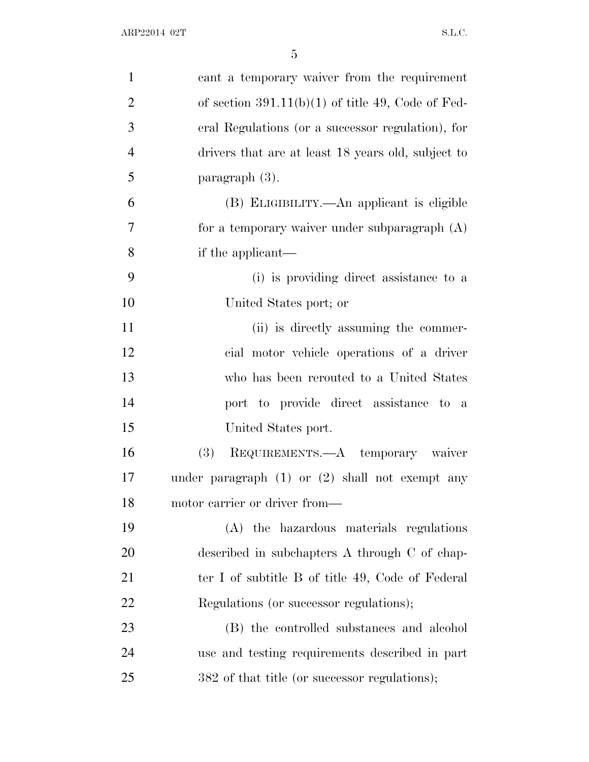cant a temporary waiver from the requirement of section 391.11(b)(1) of title 49, Code of Federal Regulations (or a successor regulation), for drivers that are at least 18 years old, subject to paragraph (3).

(B) ELIGIBILITY.—An applicant is eligible for a temporary waiver under subparagraph (A) if the applicant—

(i) is providing direct assistance to a United States port; or

(ii) is directly assuming the commercial motor vehicle operations of a driver who has been rerouted to a United States port to provide direct assistance to a United States port.

(3) REQUIREMENTS.—A temporary waiver under paragraph (1) or (2) shall not exempt any motor carrier or driver from—

(A) the hazardous materials regulations described in subchapters A through C of chapter I of subtitle B of title 49, Code of Federal Regulations (or successor regulations);

(B) the controlled substances and alcohol use and testing requirements described in part 382 of that title (or successor regulations);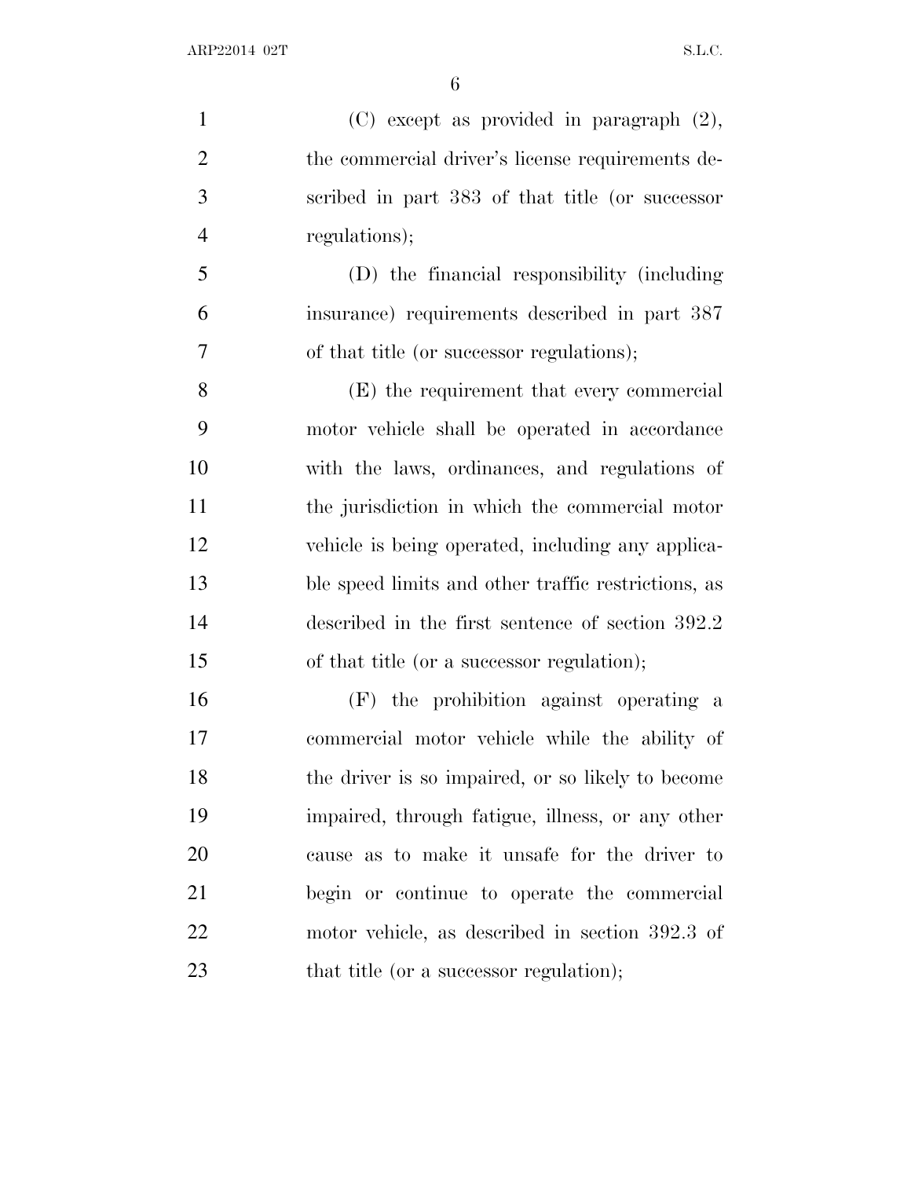(C) except as provided in paragraph (2), the commercial driver's license requirements described in part 383 of that title (or successor regulations);

(D) the financial responsibility (including insurance) requirements described in part 387 of that title (or successor regulations);

(E) the requirement that every commercial motor vehicle shall be operated in accordance with the laws, ordinances, and regulations of the jurisdiction in which the commercial motor vehicle is being operated, including any applicable speed limits and other traffic restrictions, as described in the first sentence of section 392.2 of that title (or a successor regulation);

(F) the prohibition against operating a commercial motor vehicle while the ability of the driver is so impaired, or so likely to become impaired, through fatigue, illness, or any other cause as to make it unsafe for the driver to begin or continue to operate the commercial motor vehicle, as described in section 392.3 of that title (or a successor regulation);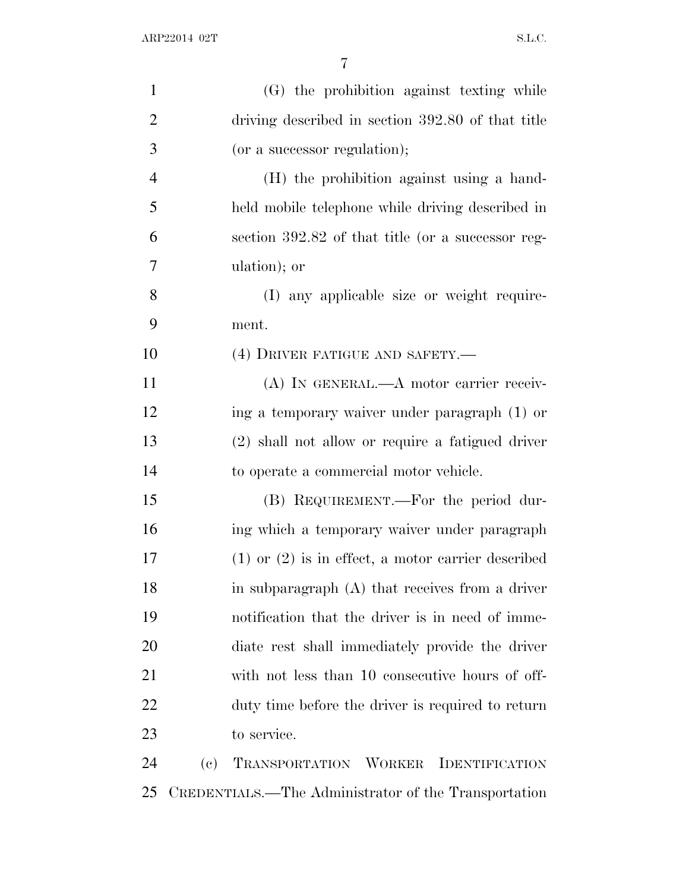(G) the prohibition against texting while driving described in section 392.80 of that title (or a successor regulation);

(H) the prohibition against using a hand-held mobile telephone while driving described in section 392.82 of that title (or a successor regulation); or

(I) any applicable size or weight requirement.

(4) DRIVER FATIGUE AND SAFETY.—

(A) IN GENERAL.—A motor carrier receiving a temporary waiver under paragraph (1) or (2) shall not allow or require a fatigued driver to operate a commercial motor vehicle.

(B) REQUIREMENT.—For the period during which a temporary waiver under paragraph (1) or (2) is in effect, a motor carrier described in subparagraph (A) that receives from a driver notification that the driver is in need of immediate rest shall immediately provide the driver with not less than 10 consecutive hours of off-duty time before the driver is required to return to service.

(c) TRANSPORTATION WORKER IDENTIFICATION CREDENTIALS.—The Administrator of the Transportation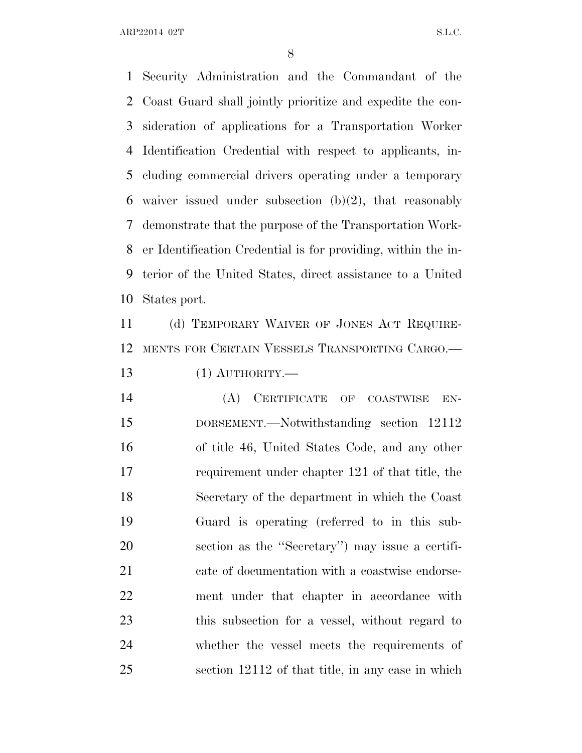Security Administration and the Commandant of the Coast Guard shall jointly prioritize and expedite the consideration of applications for a Transportation Worker Identification Credential with respect to applicants, including commercial drivers operating under a temporary waiver issued under subsection (b)(2), that reasonably demonstrate that the purpose of the Transportation Worker Identification Credential is for providing, within the interior of the United States, direct assistance to a United States port.

(d) TEMPORARY WAIVER OF JONES ACT REQUIREMENTS FOR CERTAIN VESSELS TRANSPORTING CARGO.—

(1) AUTHORITY.—

(A) CERTIFICATE OF COASTWISE ENDORSEMENT.—Notwithstanding section 12112 of title 46, United States Code, and any other requirement under chapter 121 of that title, the Secretary of the department in which the Coast Guard is operating (referred to in this subsection as the ''Secretary'') may issue a certificate of documentation with a coastwise endorsement under that chapter in accordance with this subsection for a vessel, without regard to whether the vessel meets the requirements of section 12112 of that title, in any case in which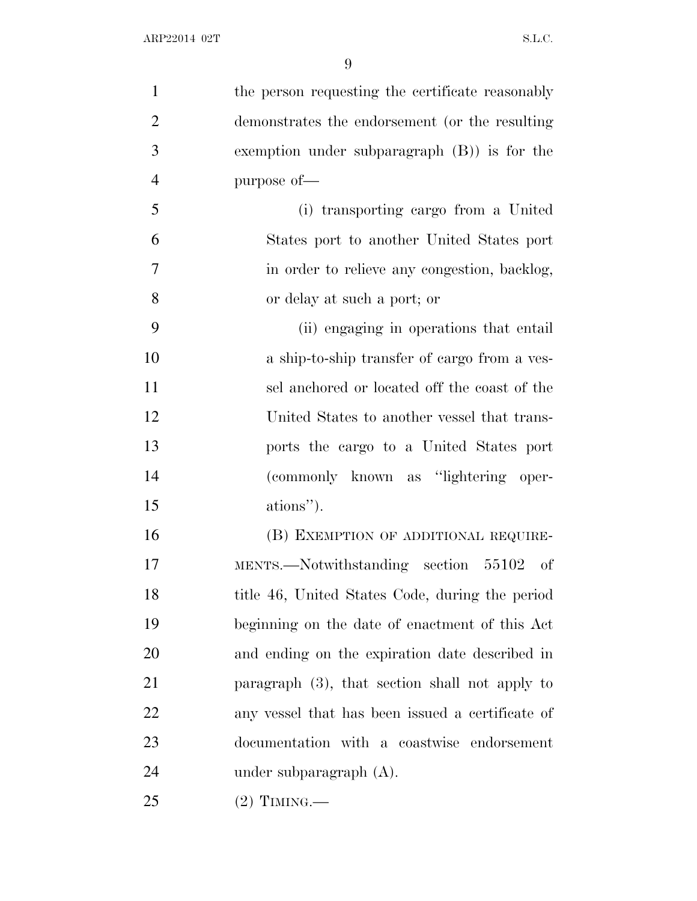the person requesting the certificate reasonably demonstrates the endorsement (or the resulting exemption under subparagraph (B)) is for the purpose of—

(i) transporting cargo from a United States port to another United States port in order to relieve any congestion, backlog, or delay at such a port; or

(ii) engaging in operations that entail a ship-to-ship transfer of cargo from a vessel anchored or located off the coast of the United States to another vessel that transports the cargo to a United States port (commonly known as "lightering operations").

(B) EXEMPTION OF ADDITIONAL REQUIREMENTS.—Notwithstanding section 55102 of title 46, United States Code, during the period beginning on the date of enactment of this Act and ending on the expiration date described in paragraph (3), that section shall not apply to any vessel that has been issued a certificate of documentation with a coastwise endorsement under subparagraph (A).

(2) TIMING.—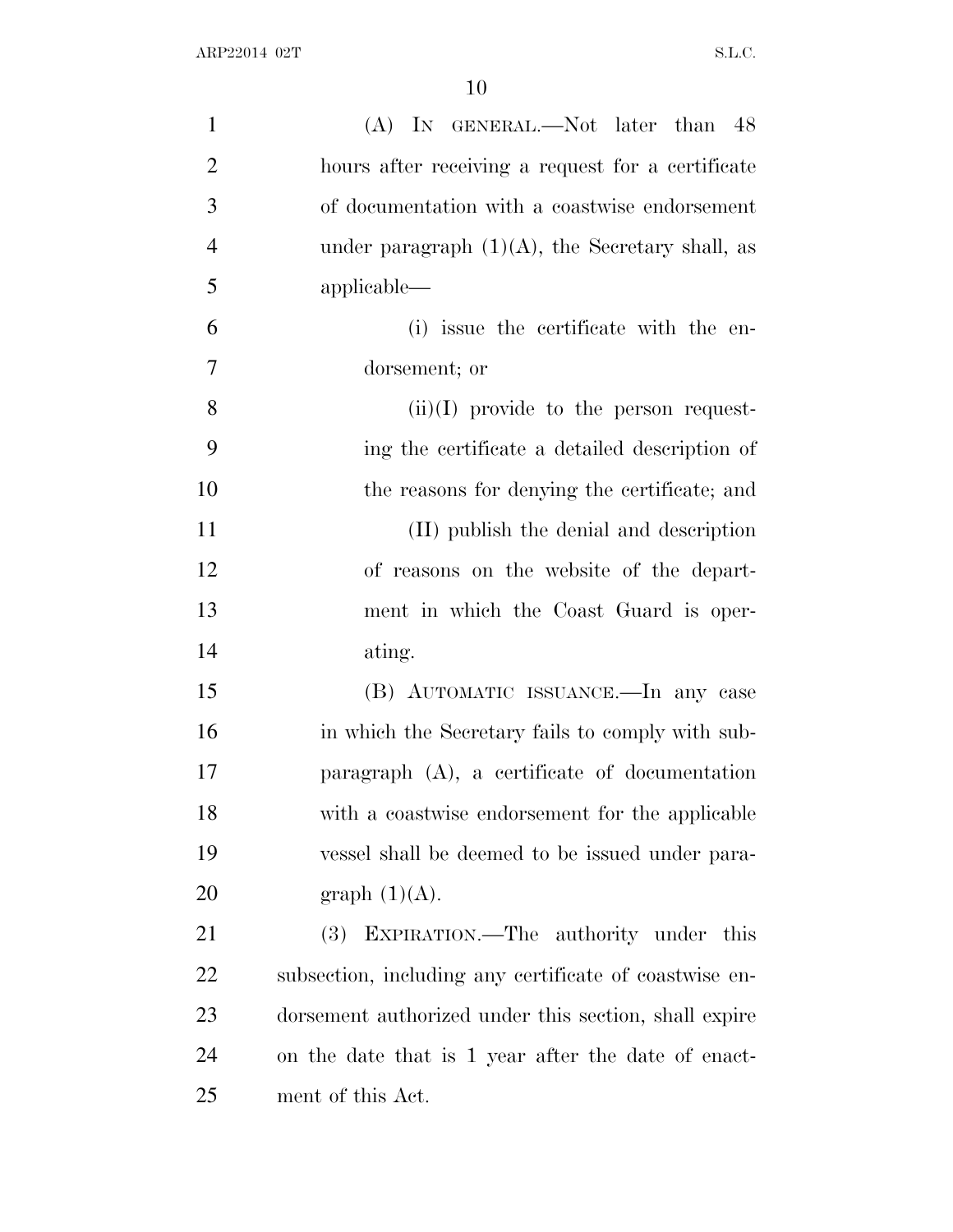(A) IN GENERAL.—Not later than 48 hours after receiving a request for a certificate of documentation with a coastwise endorsement under paragraph (1)(A), the Secretary shall, as applicable—

(i) issue the certificate with the endorsement; or

(ii)(I) provide to the person requesting the certificate a detailed description of the reasons for denying the certificate; and

(II) publish the denial and description of reasons on the website of the department in which the Coast Guard is operating.

(B) AUTOMATIC ISSUANCE.—In any case in which the Secretary fails to comply with subparagraph (A), a certificate of documentation with a coastwise endorsement for the applicable vessel shall be deemed to be issued under paragraph (1)(A).

(3) EXPIRATION.—The authority under this subsection, including any certificate of coastwise endorsement authorized under this section, shall expire on the date that is 1 year after the date of enactment of this Act.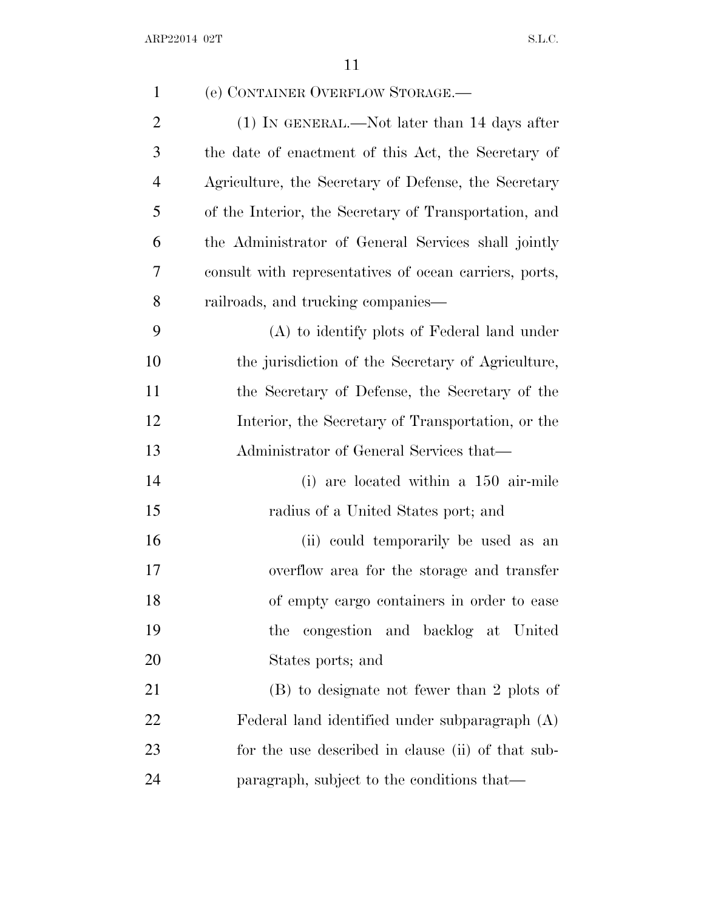(e) CONTAINER OVERFLOW STORAGE.—

(1) IN GENERAL.—Not later than 14 days after the date of enactment of this Act, the Secretary of Agriculture, the Secretary of Defense, the Secretary of the Interior, the Secretary of Transportation, and the Administrator of General Services shall jointly consult with representatives of ocean carriers, ports, railroads, and trucking companies—

(A) to identify plots of Federal land under the jurisdiction of the Secretary of Agriculture, the Secretary of Defense, the Secretary of the Interior, the Secretary of Transportation, or the Administrator of General Services that—

(i) are located within a 150 air-mile radius of a United States port; and

(ii) could temporarily be used as an overflow area for the storage and transfer of empty cargo containers in order to ease the congestion and backlog at United States ports; and

(B) to designate not fewer than 2 plots of Federal land identified under subparagraph (A) for the use described in clause (ii) of that subparagraph, subject to the conditions that—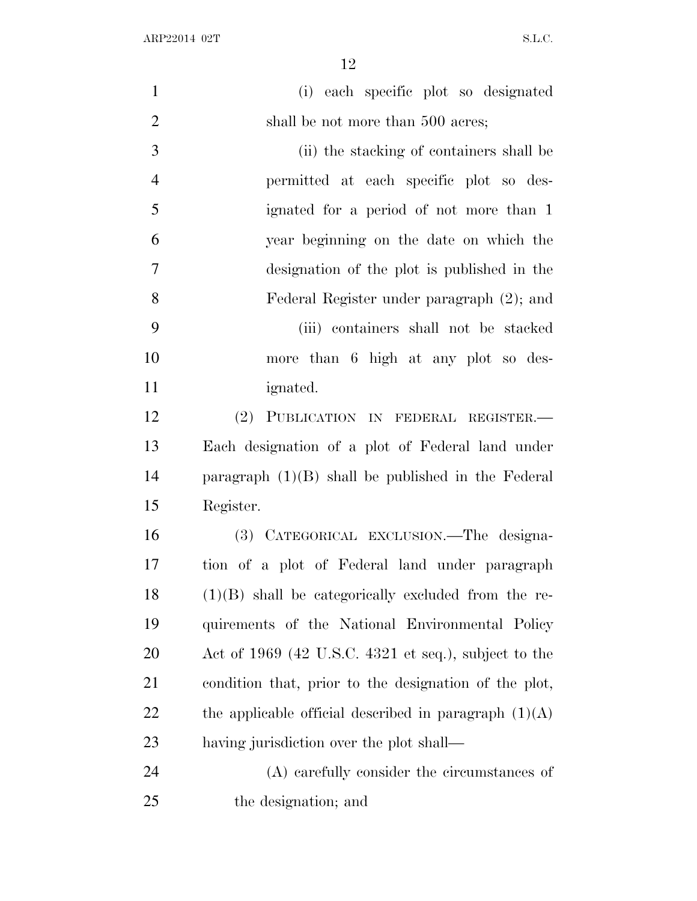(i) each specific plot so designated shall be not more than 500 acres;

(ii) the stacking of containers shall be permitted at each specific plot so designated for a period of not more than 1 year beginning on the date on which the designation of the plot is published in the Federal Register under paragraph (2); and

(iii) containers shall not be stacked more than 6 high at any plot so designated.

(2) PUBLICATION IN FEDERAL REGISTER.—Each designation of a plot of Federal land under paragraph (1)(B) shall be published in the Federal Register.

(3) CATEGORICAL EXCLUSION.—The designation of a plot of Federal land under paragraph (1)(B) shall be categorically excluded from the requirements of the National Environmental Policy Act of 1969 (42 U.S.C. 4321 et seq.), subject to the condition that, prior to the designation of the plot, the applicable official described in paragraph (1)(A) having jurisdiction over the plot shall—

(A) carefully consider the circumstances of the designation; and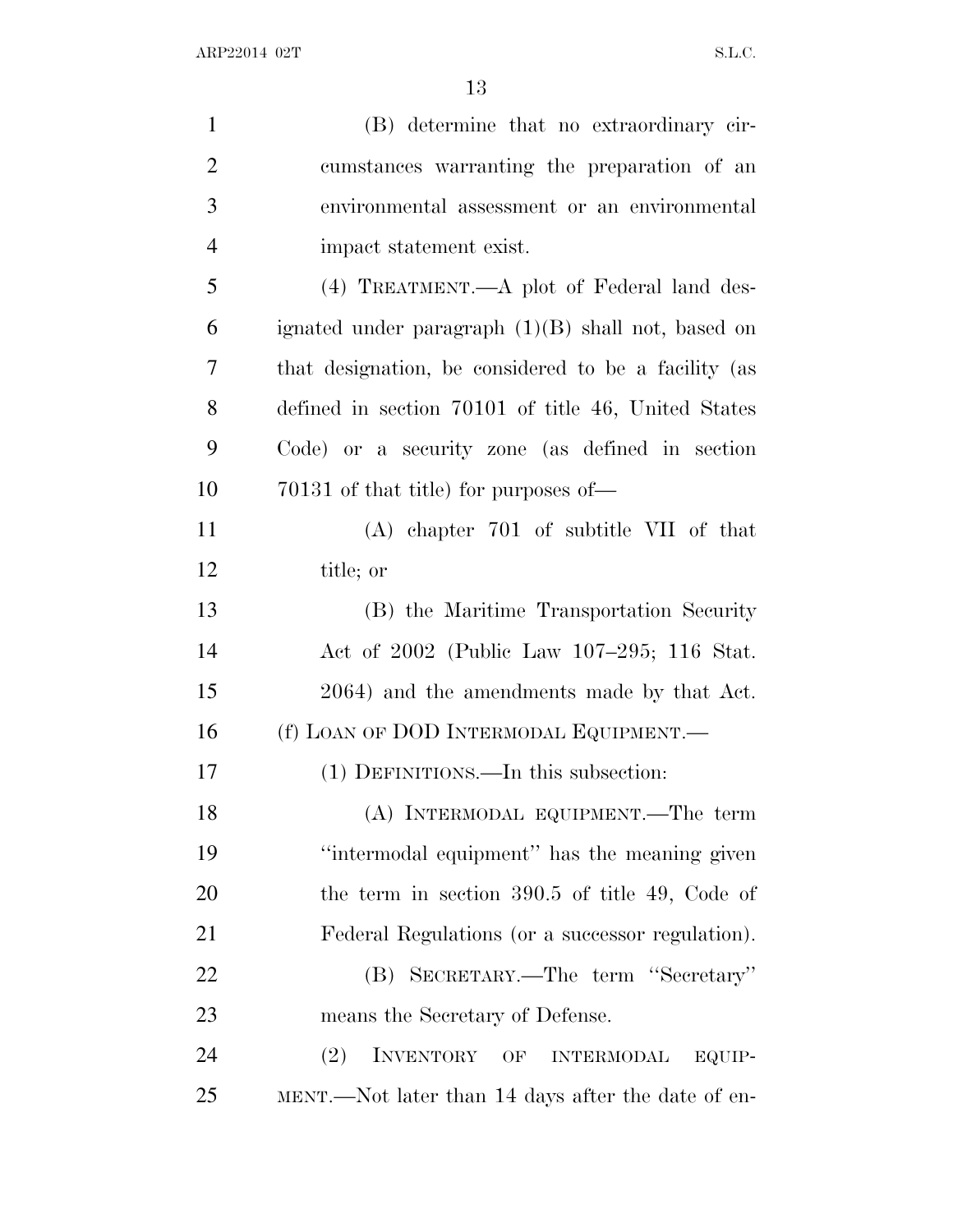(B) determine that no extraordinary circumstances warranting the preparation of an environmental assessment or an environmental impact statement exist.

(4) TREATMENT.—A plot of Federal land designated under paragraph (1)(B) shall not, based on that designation, be considered to be a facility (as defined in section 70101 of title 46, United States Code) or a security zone (as defined in section 70131 of that title) for purposes of—

(A) chapter 701 of subtitle VII of that title; or

(B) the Maritime Transportation Security Act of 2002 (Public Law 107–295; 116 Stat. 2064) and the amendments made by that Act.

(f) LOAN OF DOD INTERMODAL EQUIPMENT.—

(1) DEFINITIONS.—In this subsection:

(A) INTERMODAL EQUIPMENT.—The term "intermodal equipment" has the meaning given the term in section 390.5 of title 49, Code of Federal Regulations (or a successor regulation).

(B) SECRETARY.—The term "Secretary" means the Secretary of Defense.

(2) INVENTORY OF INTERMODAL EQUIPMENT.—Not later than 14 days after the date of en-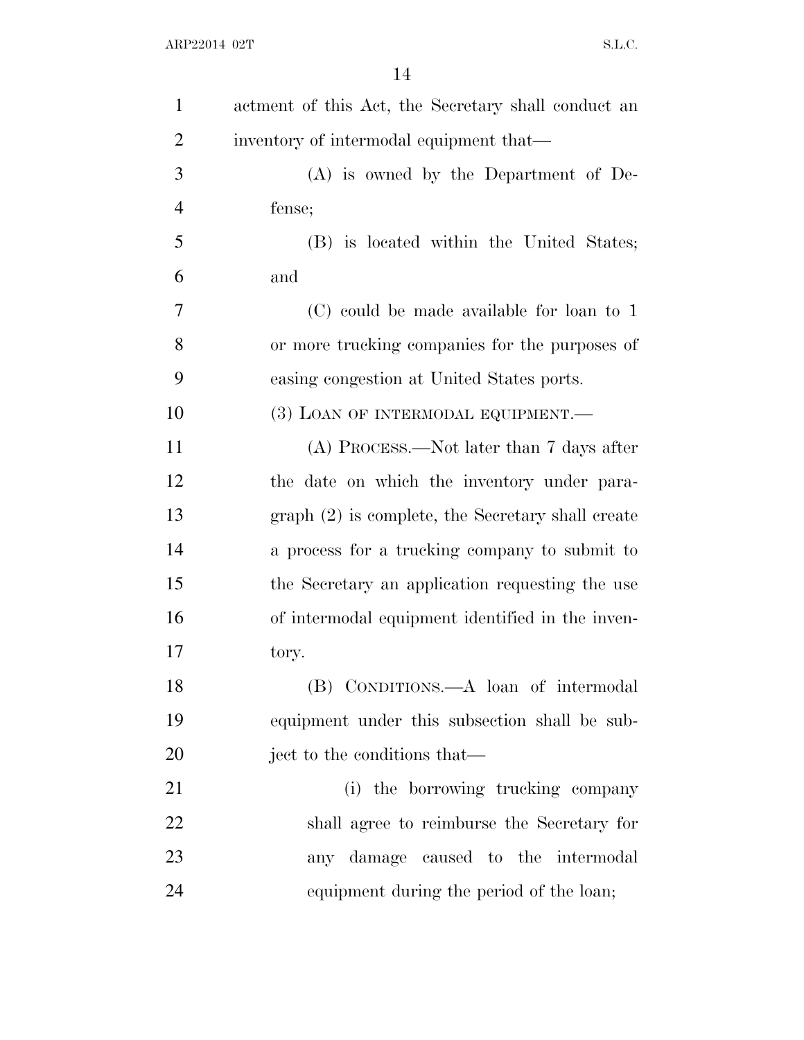actment of this Act, the Secretary shall conduct an inventory of intermodal equipment that—

(A) is owned by the Department of Defense;

(B) is located within the United States; and

(C) could be made available for loan to 1 or more trucking companies for the purposes of easing congestion at United States ports.

(3) LOAN OF INTERMODAL EQUIPMENT.—

(A) PROCESS.—Not later than 7 days after the date on which the inventory under paragraph (2) is complete, the Secretary shall create a process for a trucking company to submit to the Secretary an application requesting the use of intermodal equipment identified in the inventory.

(B) CONDITIONS.—A loan of intermodal equipment under this subsection shall be subject to the conditions that—

(i) the borrowing trucking company shall agree to reimburse the Secretary for any damage caused to the intermodal equipment during the period of the loan;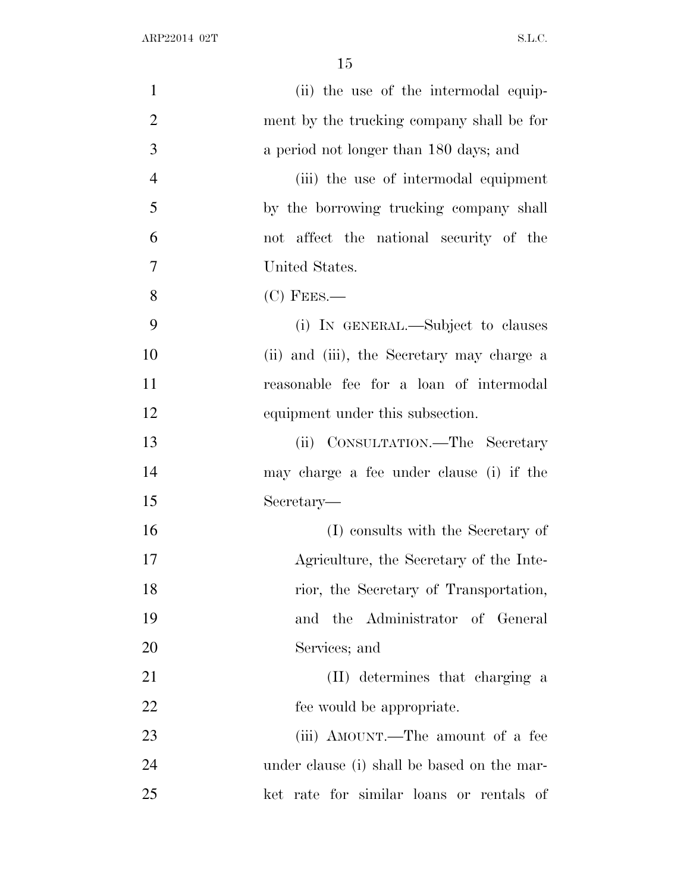(ii) the use of the intermodal equipment by the trucking company shall be for a period not longer than 180 days; and

(iii) the use of intermodal equipment by the borrowing trucking company shall not affect the national security of the United States.

(C) FEES.—

(i) IN GENERAL.—Subject to clauses (ii) and (iii), the Secretary may charge a reasonable fee for a loan of intermodal equipment under this subsection.

(ii) CONSULTATION.—The Secretary may charge a fee under clause (i) if the Secretary—

(I) consults with the Secretary of Agriculture, the Secretary of the Interior, the Secretary of Transportation, and the Administrator of General Services; and

(II) determines that charging a fee would be appropriate.

(iii) AMOUNT.—The amount of a fee under clause (i) shall be based on the market rate for similar loans or rentals of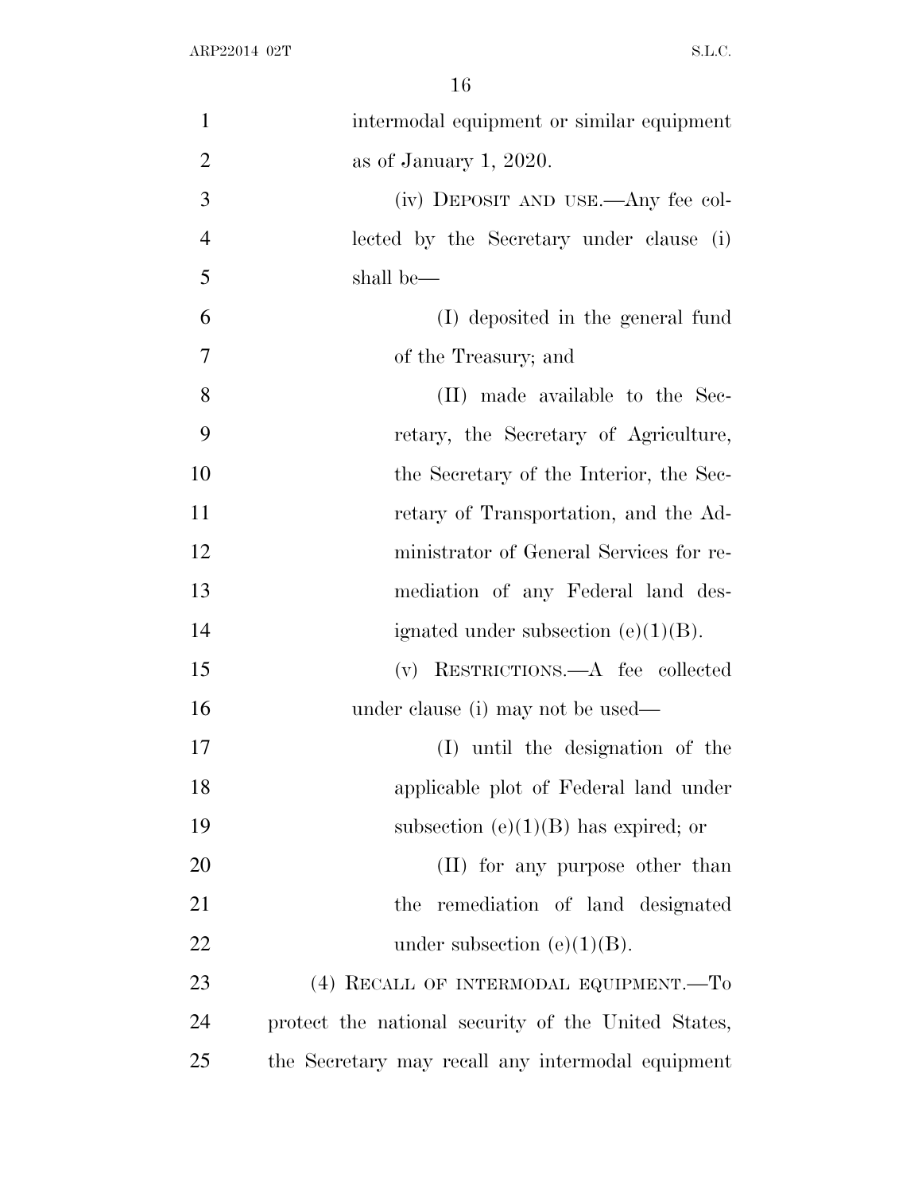intermodal equipment or similar equipment as of January 1, 2020.

(iv) DEPOSIT AND USE.—Any fee collected by the Secretary under clause (i) shall be—

(I) deposited in the general fund of the Treasury; and

(II) made available to the Secretary, the Secretary of Agriculture, the Secretary of the Interior, the Secretary of Transportation, and the Administrator of General Services for remediation of any Federal land designated under subsection (e)(1)(B).

(v) RESTRICTIONS.—A fee collected under clause (i) may not be used—

(I) until the designation of the applicable plot of Federal land under subsection (e)(1)(B) has expired; or

(II) for any purpose other than the remediation of land designated under subsection (e)(1)(B).

(4) RECALL OF INTERMODAL EQUIPMENT.—To protect the national security of the United States, the Secretary may recall any intermodal equipment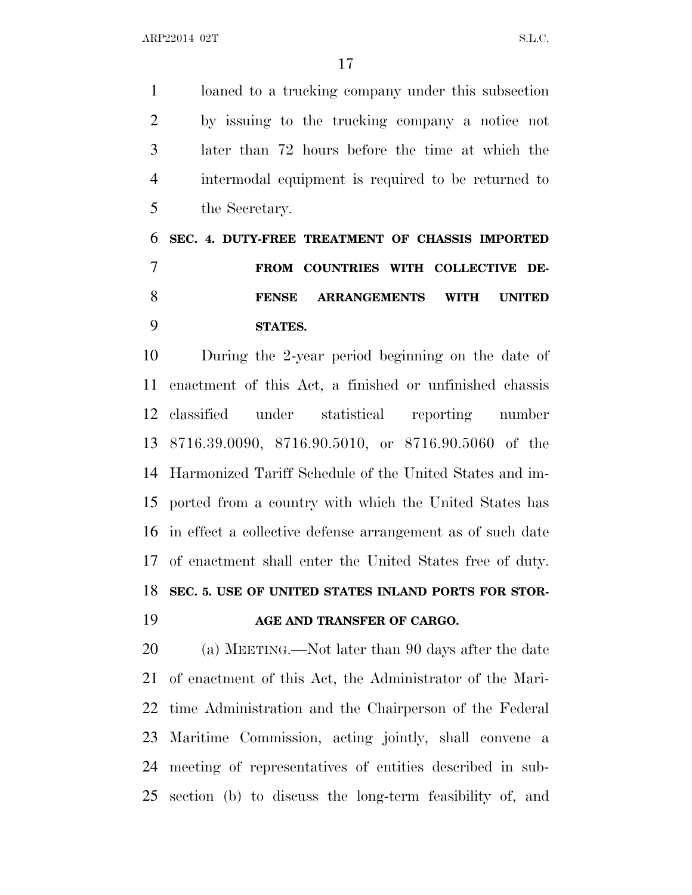loaned to a trucking company under this subsection by issuing to the trucking company a notice not later than 72 hours before the time at which the intermodal equipment is required to be returned to the Secretary.

### SEC. 4. DUTY-FREE TREATMENT OF CHASSIS IMPORTED FROM COUNTRIES WITH COLLECTIVE DEFENSE ARRANGEMENTS WITH UNITED STATES.

During the 2-year period beginning on the date of enactment of this Act, a finished or unfinished chassis classified under statistical reporting number 8716.39.0090, 8716.90.5010, or 8716.90.5060 of the Harmonized Tariff Schedule of the United States and imported from a country with which the United States has in effect a collective defense arrangement as of such date of enactment shall enter the United States free of duty.

### SEC. 5. USE OF UNITED STATES INLAND PORTS FOR STORAGE AND TRANSFER OF CARGO.

(a) MEETING.—Not later than 90 days after the date of enactment of this Act, the Administrator of the Maritime Administration and the Chairperson of the Federal Maritime Commission, acting jointly, shall convene a meeting of representatives of entities described in subsection (b) to discuss the long-term feasibility of, and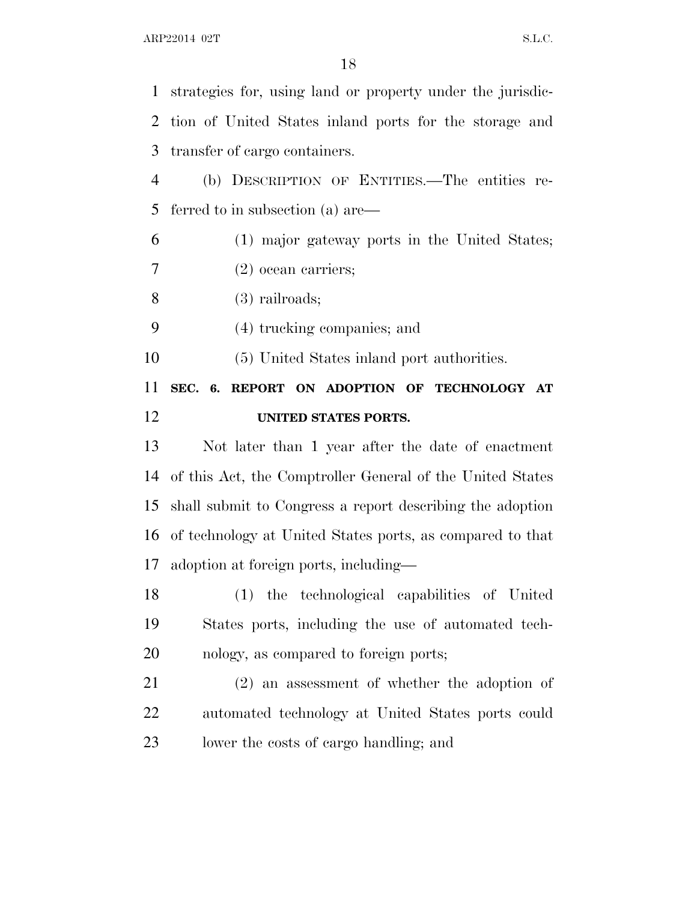strategies for, using land or property under the jurisdiction of United States inland ports for the storage and transfer of cargo containers.

(b) DESCRIPTION OF ENTITIES.—The entities referred to in subsection (a) are—

(1) major gateway ports in the United States;

(2) ocean carriers;

(3) railroads;

(4) trucking companies; and

(5) United States inland port authorities.

**SEC. 6. REPORT ON ADOPTION OF TECHNOLOGY AT UNITED STATES PORTS.**

Not later than 1 year after the date of enactment of this Act, the Comptroller General of the United States shall submit to Congress a report describing the adoption of technology at United States ports, as compared to that adoption at foreign ports, including—

(1) the technological capabilities of United States ports, including the use of automated technology, as compared to foreign ports;

(2) an assessment of whether the adoption of automated technology at United States ports could lower the costs of cargo handling; and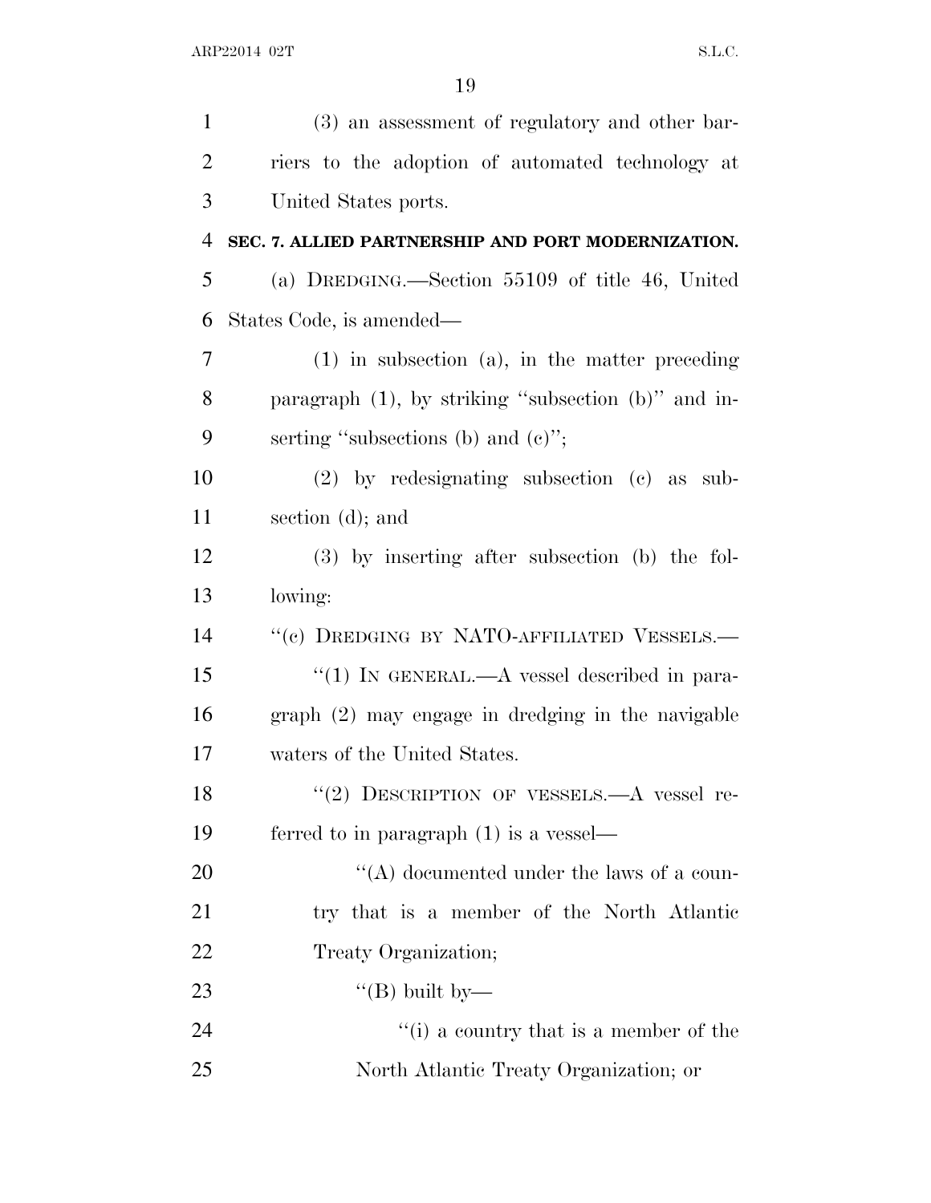(3) an assessment of regulatory and other barriers to the adoption of automated technology at United States ports.

**SEC. 7. ALLIED PARTNERSHIP AND PORT MODERNIZATION.**

(a) DREDGING.—Section 55109 of title 46, United States Code, is amended—

(1) in subsection (a), in the matter preceding paragraph (1), by striking "subsection (b)" and inserting "subsections (b) and (c)";

(2) by redesignating subsection (c) as subsection (d); and

(3) by inserting after subsection (b) the following:

"(c) DREDGING BY NATO-AFFILIATED VESSELS.—

"(1) IN GENERAL.—A vessel described in paragraph (2) may engage in dredging in the navigable waters of the United States.

"(2) DESCRIPTION OF VESSELS.—A vessel referred to in paragraph (1) is a vessel—

"(A) documented under the laws of a country that is a member of the North Atlantic Treaty Organization;

"(B) built by—

"(i) a country that is a member of the North Atlantic Treaty Organization; or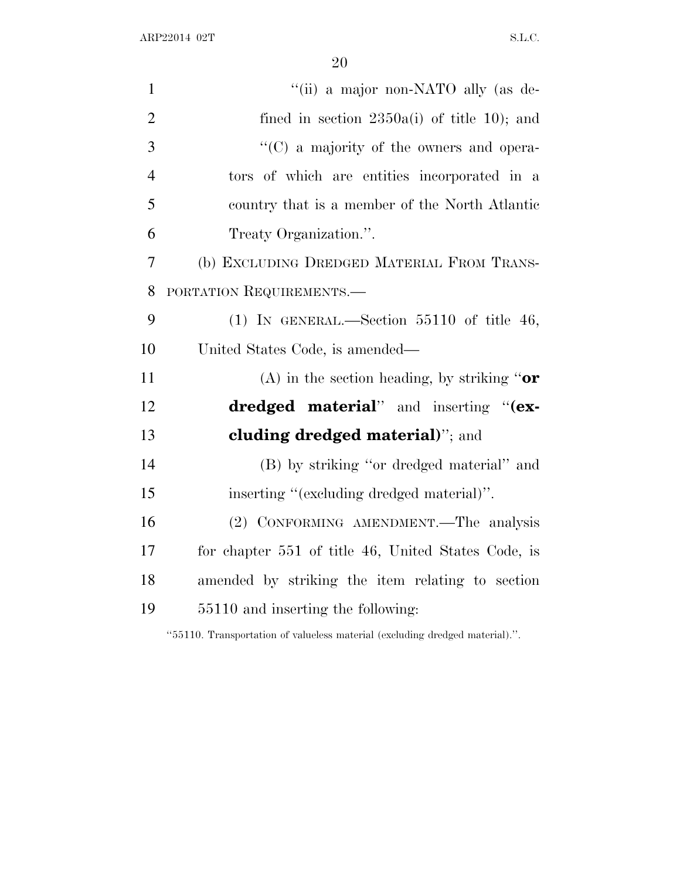"(ii) a major non-NATO ally (as defined in section 2350a(i) of title 10); and

"(C) a majority of the owners and operators of which are entities incorporated in a country that is a member of the North Atlantic Treaty Organization.".

(b) EXCLUDING DREDGED MATERIAL FROM TRANSPORTATION REQUIREMENTS.—

(1) IN GENERAL.—Section 55110 of title 46, United States Code, is amended—

(A) in the section heading, by striking "**or dredged material**" and inserting "**(excluding dredged material)**"; and

(B) by striking "or dredged material" and inserting "(excluding dredged material)".

(2) CONFORMING AMENDMENT.—The analysis for chapter 551 of title 46, United States Code, is amended by striking the item relating to section 55110 and inserting the following:

"55110. Transportation of valueless material (excluding dredged material).".